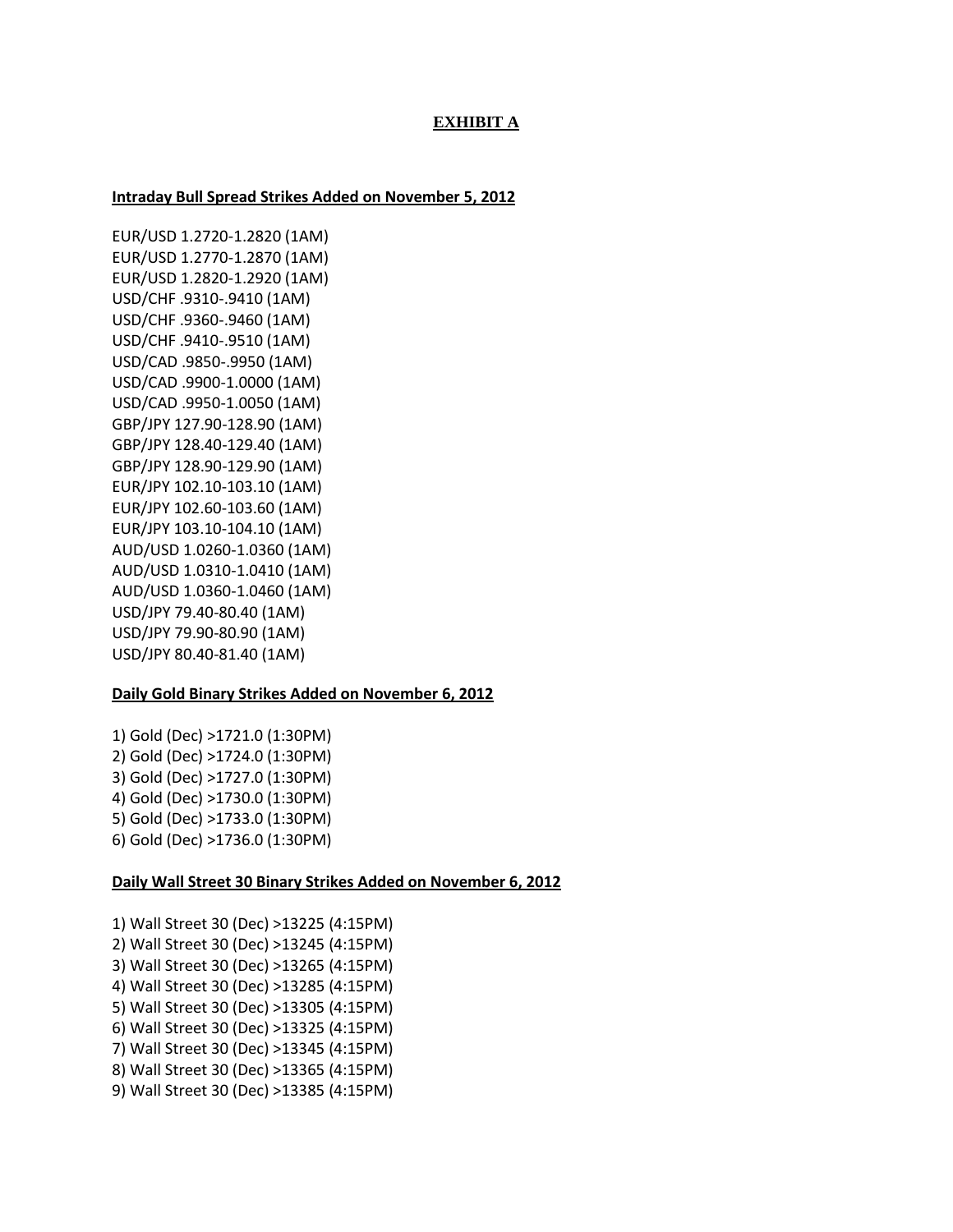# EXHIBIT A

**Intraday Bull Spread Strikes Added on November 5, 2012**

EUR/USD 1.2720-1.2820 (1AM)
EUR/USD 1.2770-1.2870 (1AM)
EUR/USD 1.2820-1.2920 (1AM)
USD/CHF .9310-.9410 (1AM)
USD/CHF .9360-.9460 (1AM)
USD/CHF .9410-.9510 (1AM)
USD/CAD .9850-.9950 (1AM)
USD/CAD .9900-1.0000 (1AM)
USD/CAD .9950-1.0050 (1AM)
GBP/JPY 127.90-128.90 (1AM)
GBP/JPY 128.40-129.40 (1AM)
GBP/JPY 128.90-129.90 (1AM)
EUR/JPY 102.10-103.10 (1AM)
EUR/JPY 102.60-103.60 (1AM)
EUR/JPY 103.10-104.10 (1AM)
AUD/USD 1.0260-1.0360 (1AM)
AUD/USD 1.0310-1.0410 (1AM)
AUD/USD 1.0360-1.0460 (1AM)
USD/JPY 79.40-80.40 (1AM)
USD/JPY 79.90-80.90 (1AM)
USD/JPY 80.40-81.40 (1AM)

**Daily Gold Binary Strikes Added on November 6, 2012**

1) Gold (Dec) >1721.0 (1:30PM)
2) Gold (Dec) >1724.0 (1:30PM)
3) Gold (Dec) >1727.0 (1:30PM)
4) Gold (Dec) >1730.0 (1:30PM)
5) Gold (Dec) >1733.0 (1:30PM)
6) Gold (Dec) >1736.0 (1:30PM)

**Daily Wall Street 30 Binary Strikes Added on November 6, 2012**

1) Wall Street 30 (Dec) >13225 (4:15PM)
2) Wall Street 30 (Dec) >13245 (4:15PM)
3) Wall Street 30 (Dec) >13265 (4:15PM)
4) Wall Street 30 (Dec) >13285 (4:15PM)
5) Wall Street 30 (Dec) >13305 (4:15PM)
6) Wall Street 30 (Dec) >13325 (4:15PM)
7) Wall Street 30 (Dec) >13345 (4:15PM)
8) Wall Street 30 (Dec) >13365 (4:15PM)
9) Wall Street 30 (Dec) >13385 (4:15PM)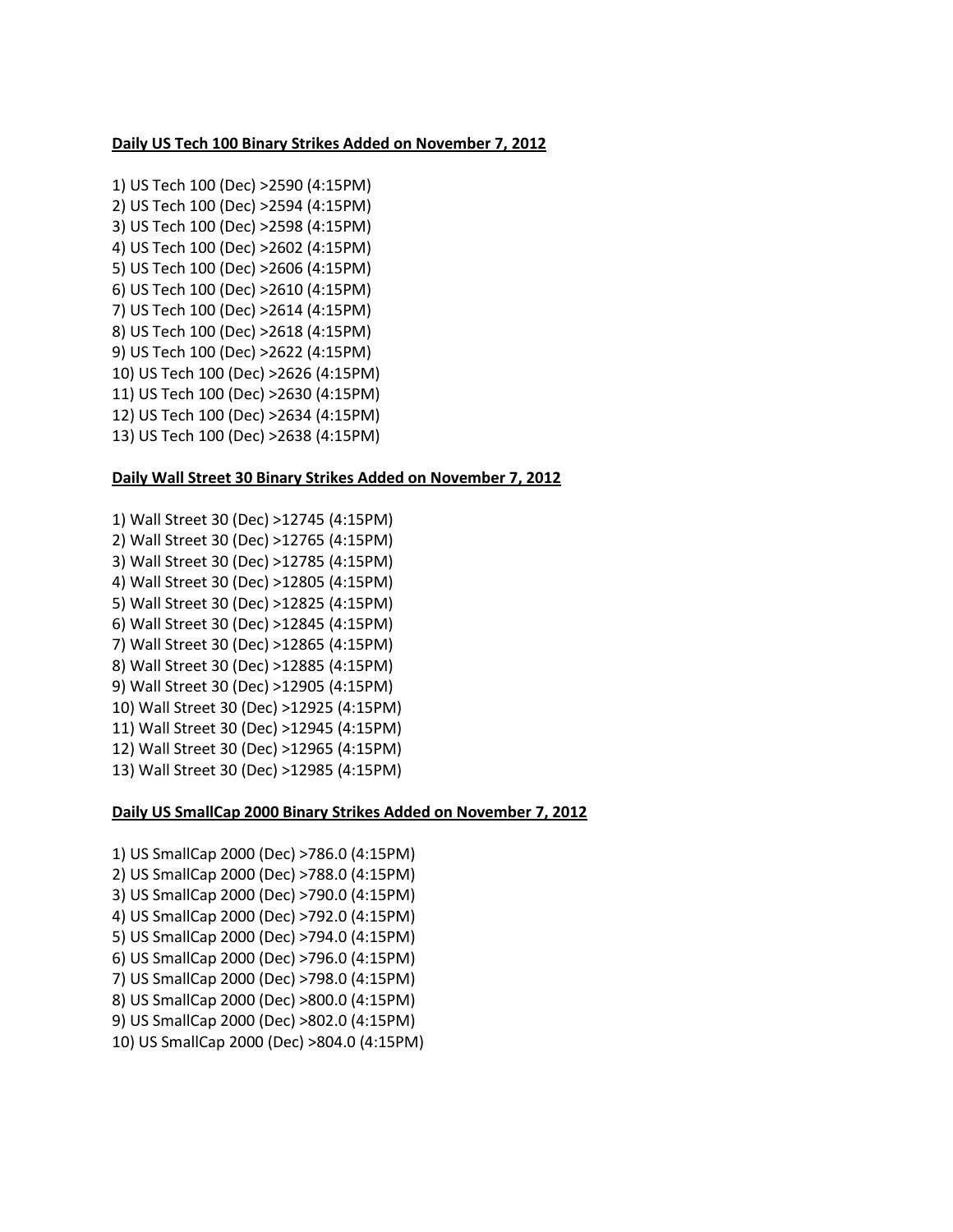**Daily US Tech 100 Binary Strikes Added on November 7, 2012**

1) US Tech 100 (Dec) >2590 (4:15PM)
2) US Tech 100 (Dec) >2594 (4:15PM)
3) US Tech 100 (Dec) >2598 (4:15PM)
4) US Tech 100 (Dec) >2602 (4:15PM)
5) US Tech 100 (Dec) >2606 (4:15PM)
6) US Tech 100 (Dec) >2610 (4:15PM)
7) US Tech 100 (Dec) >2614 (4:15PM)
8) US Tech 100 (Dec) >2618 (4:15PM)
9) US Tech 100 (Dec) >2622 (4:15PM)
10) US Tech 100 (Dec) >2626 (4:15PM)
11) US Tech 100 (Dec) >2630 (4:15PM)
12) US Tech 100 (Dec) >2634 (4:15PM)
13) US Tech 100 (Dec) >2638 (4:15PM)

**Daily Wall Street 30 Binary Strikes Added on November 7, 2012**

1) Wall Street 30 (Dec) >12745 (4:15PM)
2) Wall Street 30 (Dec) >12765 (4:15PM)
3) Wall Street 30 (Dec) >12785 (4:15PM)
4) Wall Street 30 (Dec) >12805 (4:15PM)
5) Wall Street 30 (Dec) >12825 (4:15PM)
6) Wall Street 30 (Dec) >12845 (4:15PM)
7) Wall Street 30 (Dec) >12865 (4:15PM)
8) Wall Street 30 (Dec) >12885 (4:15PM)
9) Wall Street 30 (Dec) >12905 (4:15PM)
10) Wall Street 30 (Dec) >12925 (4:15PM)
11) Wall Street 30 (Dec) >12945 (4:15PM)
12) Wall Street 30 (Dec) >12965 (4:15PM)
13) Wall Street 30 (Dec) >12985 (4:15PM)

**Daily US SmallCap 2000 Binary Strikes Added on November 7, 2012**

1) US SmallCap 2000 (Dec) >786.0 (4:15PM)
2) US SmallCap 2000 (Dec) >788.0 (4:15PM)
3) US SmallCap 2000 (Dec) >790.0 (4:15PM)
4) US SmallCap 2000 (Dec) >792.0 (4:15PM)
5) US SmallCap 2000 (Dec) >794.0 (4:15PM)
6) US SmallCap 2000 (Dec) >796.0 (4:15PM)
7) US SmallCap 2000 (Dec) >798.0 (4:15PM)
8) US SmallCap 2000 (Dec) >800.0 (4:15PM)
9) US SmallCap 2000 (Dec) >802.0 (4:15PM)
10) US SmallCap 2000 (Dec) >804.0 (4:15PM)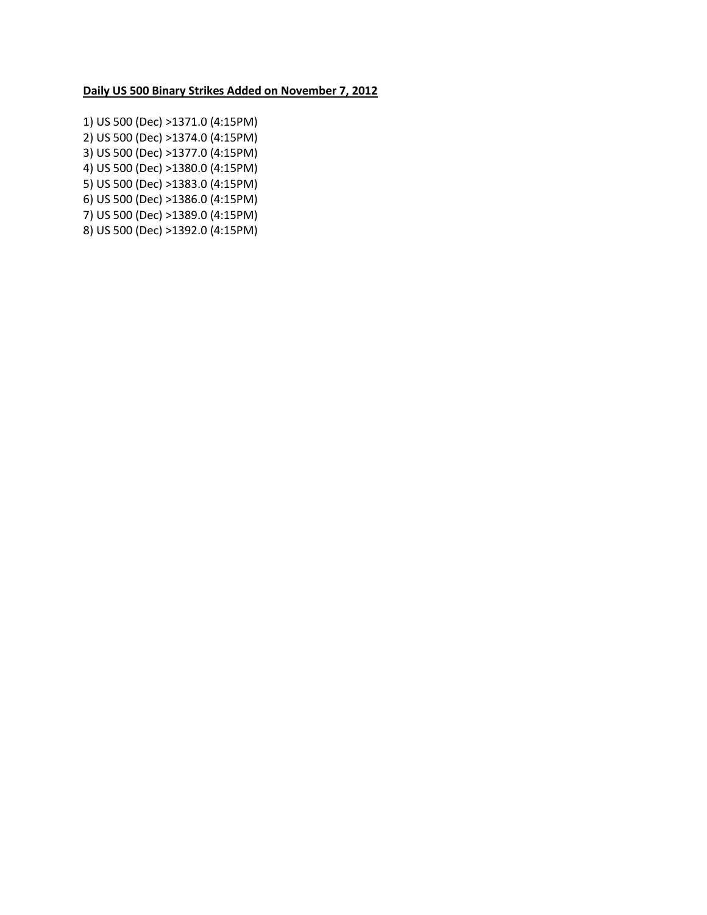**Daily US 500 Binary Strikes Added on November 7, 2012**

1) US 500 (Dec) >1371.0 (4:15PM)
2) US 500 (Dec) >1374.0 (4:15PM)
3) US 500 (Dec) >1377.0 (4:15PM)
4) US 500 (Dec) >1380.0 (4:15PM)
5) US 500 (Dec) >1383.0 (4:15PM)
6) US 500 (Dec) >1386.0 (4:15PM)
7) US 500 (Dec) >1389.0 (4:15PM)
8) US 500 (Dec) >1392.0 (4:15PM)